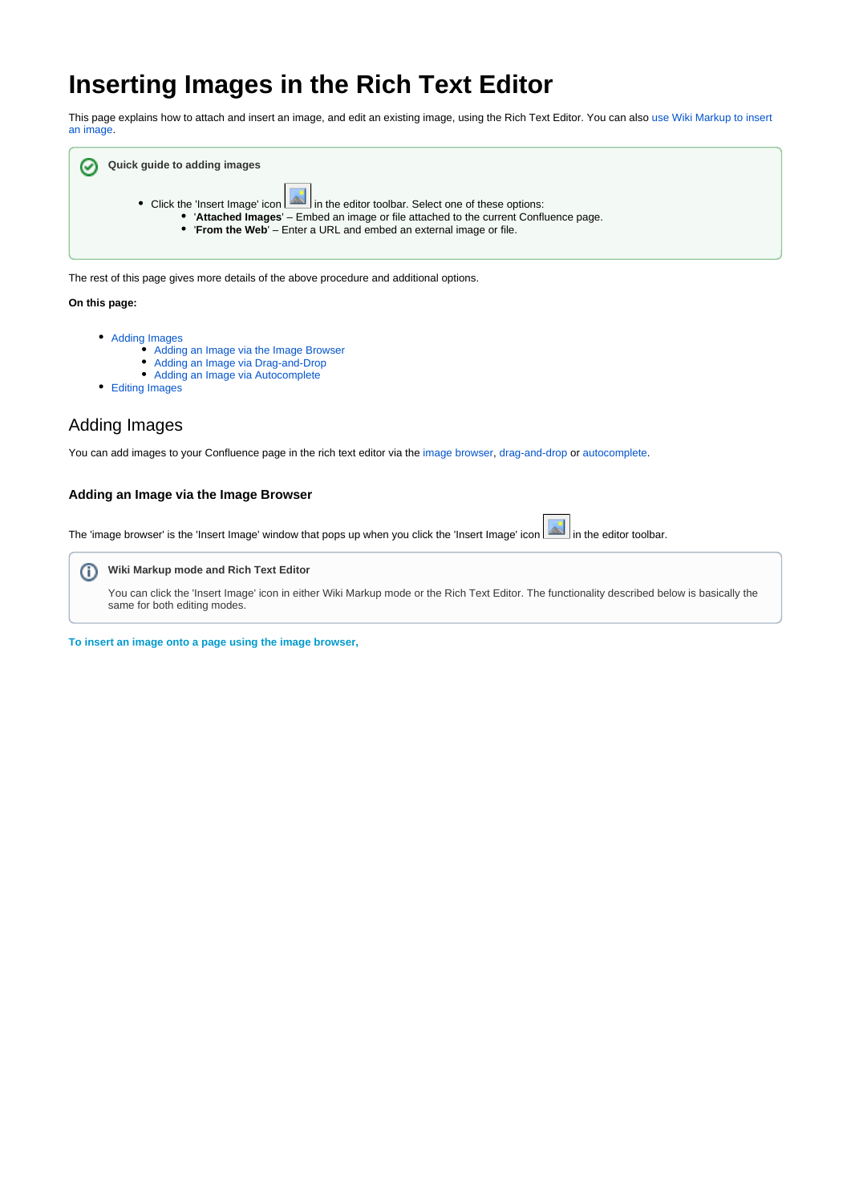# Inserting Images in the Rich Text Editor

This page explains how to attach and insert an image, and edit an existing image, using the Rich Text Editor. You can also use Wiki Markup to insert an image.

> **Quick guide to adding images**
>
> - Click the 'Insert Image' icon in the editor toolbar. Select one of these options:
>   - '**Attached Images**' – Embed an image or file attached to the current Confluence page.
>   - '**From the Web**' – Enter a URL and embed an external image or file.

The rest of this page gives more details of the above procedure and additional options.

**On this page:**

- Adding Images
  - Adding an Image via the Image Browser
  - Adding an Image via Drag-and-Drop
  - Adding an Image via Autocomplete
- Editing Images

## Adding Images

You can add images to your Confluence page in the rich text editor via the image browser, drag-and-drop or autocomplete.

### Adding an Image via the Image Browser

The 'image browser' is the 'Insert Image' window that pops up when you click the 'Insert Image' icon in the editor toolbar.

> **Wiki Markup mode and Rich Text Editor**
>
> You can click the 'Insert Image' icon in either Wiki Markup mode or the Rich Text Editor. The functionality described below is basically the same for both editing modes.

**To insert an image onto a page using the image browser,**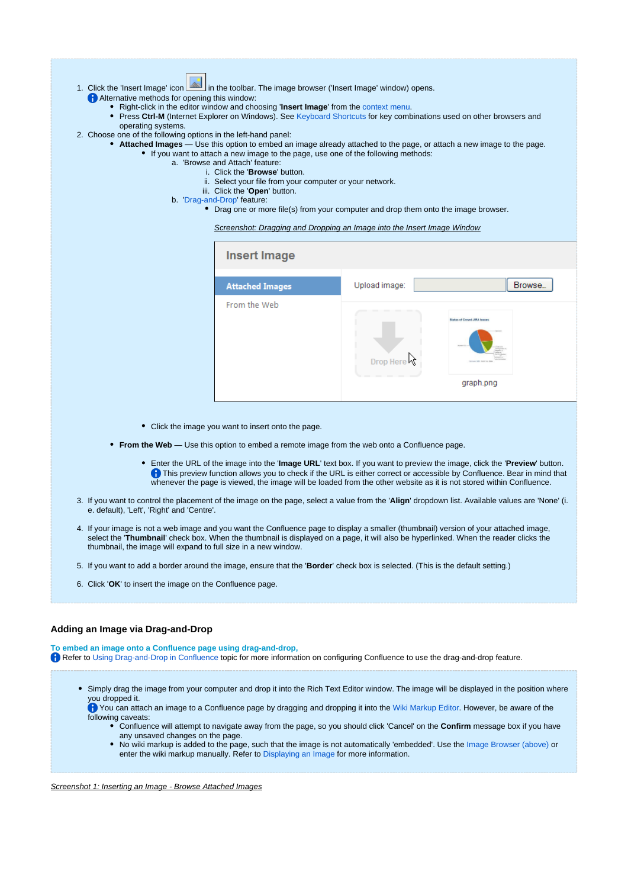1. Click the 'Insert Image' icon in the toolbar. The image browser ('Insert Image' window) opens.
   Alternative methods for opening this window:
   - Right-click in the editor window and choosing '**Insert Image**' from the context menu.
   - Press **Ctrl-M** (Internet Explorer on Windows). See Keyboard Shortcuts for key combinations used on other browsers and operating systems.
2. Choose one of the following options in the left-hand panel:
   - **Attached Images** — Use this option to embed an image already attached to the page, or attach a new image to the page.
     - If you want to attach a new image to the page, use one of the following methods:
       a. 'Browse and Attach' feature:
          i. Click the '**Browse**' button.
          ii. Select your file from your computer or your network.
          iii. Click the '**Open**' button.
       b. 'Drag-and-Drop' feature:
          - Drag one or more file(s) from your computer and drop them onto the image browser.

          *Screenshot: Dragging and Dropping an Image into the Insert Image Window*

     - Click the image you want to insert onto the page.
   - **From the Web** — Use this option to embed a remote image from the web onto a Confluence page.
     - Enter the URL of the image into the '**Image URL**' text box. If you want to preview the image, click the '**Preview**' button.
       This preview function allows you to check if the URL is either correct or accessible by Confluence. Bear in mind that whenever the page is viewed, the image will be loaded from the other website as it is not stored within Confluence.
3. If you want to control the placement of the image on the page, select a value from the '**Align**' dropdown list. Available values are 'None' (i. e. default), 'Left', 'Right' and 'Centre'.
4. If your image is not a web image and you want the Confluence page to display a smaller (thumbnail) version of your attached image, select the '**Thumbnail**' check box. When the thumbnail is displayed on a page, it will also be hyperlinked. When the reader clicks the thumbnail, the image will expand to full size in a new window.
5. If you want to add a border around the image, ensure that the '**Border**' check box is selected. (This is the default setting.)
6. Click '**OK**' to insert the image on the Confluence page.

### Adding an Image via Drag-and-Drop

**To embed an image onto a Confluence page using drag-and-drop,**

Refer to Using Drag-and-Drop in Confluence topic for more information on configuring Confluence to use the drag-and-drop feature.

- Simply drag the image from your computer and drop it into the Rich Text Editor window. The image will be displayed in the position where you dropped it.
  You can attach an image to a Confluence page by dragging and dropping it into the Wiki Markup Editor. However, be aware of the following caveats:
  - Confluence will attempt to navigate away from the page, so you should click 'Cancel' on the **Confirm** message box if you have any unsaved changes on the page.
  - No wiki markup is added to the page, such that the image is not automatically 'embedded'. Use the Image Browser (above) or enter the wiki markup manually. Refer to Displaying an Image for more information.

*Screenshot 1: Inserting an Image - Browse Attached Images*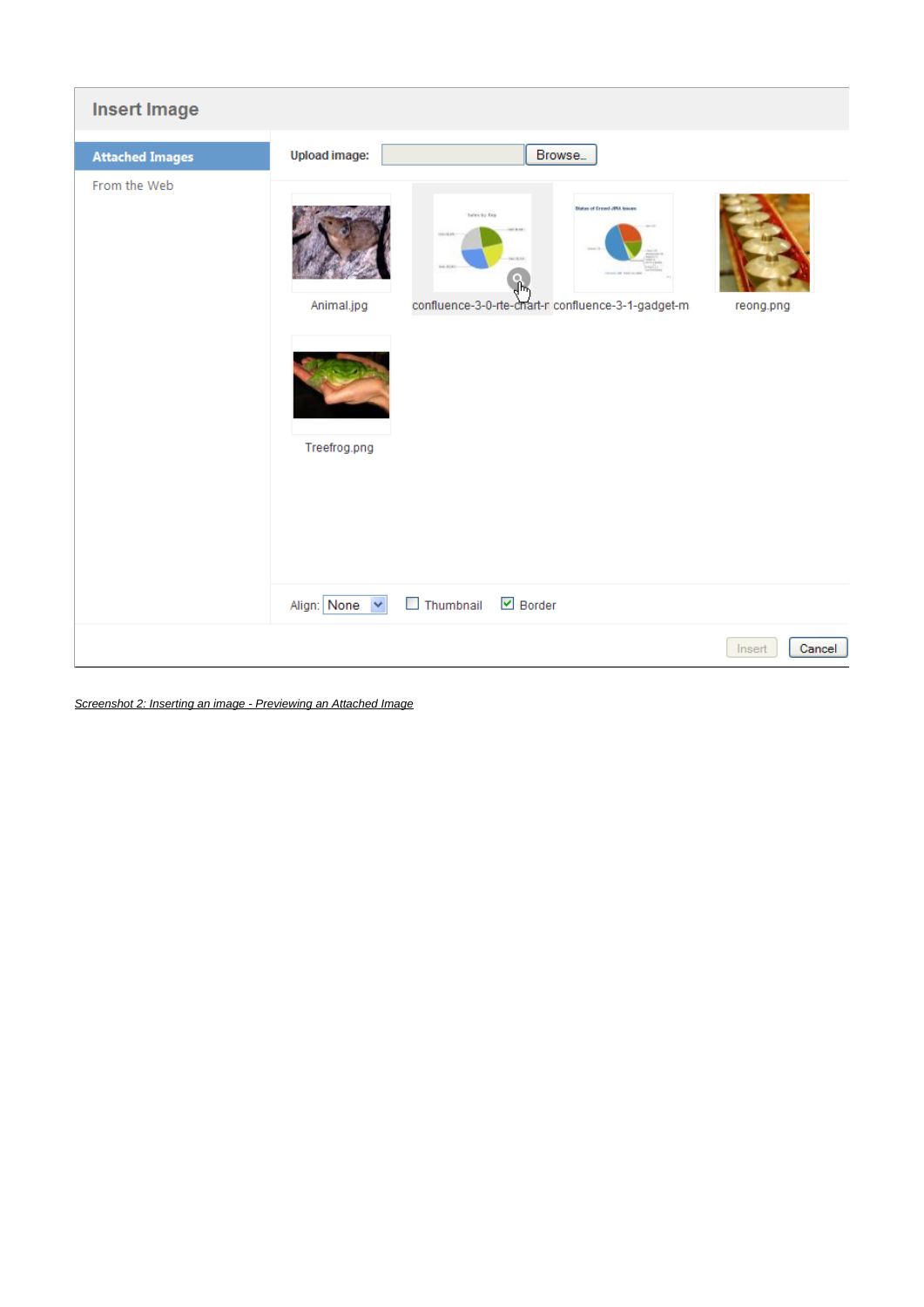Screenshot 2: Inserting an image - Previewing an Attached Image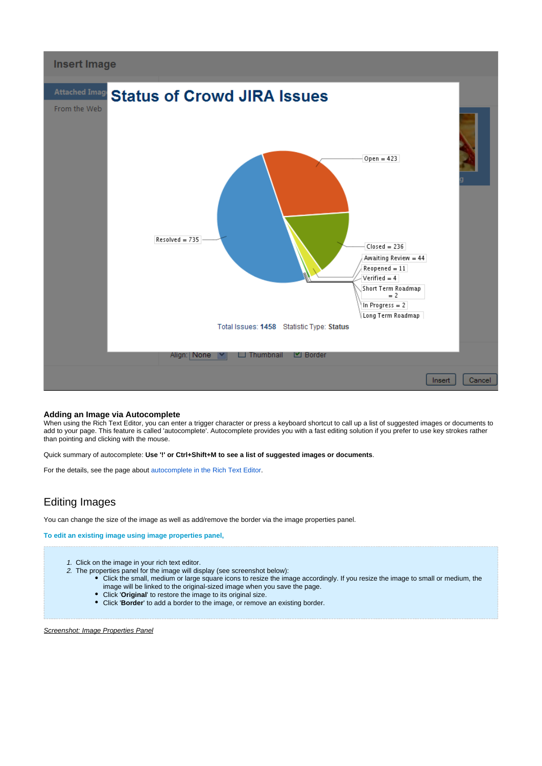Insert Image

Attached Images

From the Web

Status of Crowd JIRA Issues

Open = 423

Resolved = 735

Closed = 236

Awaiting Review = 44

Reopened = 11

Verified = 4

Short Term Roadmap = 2

In Progress = 2

Long Term Roadmap

Total Issues: 1458 Statistic Type: Status

Align: None Thumbnail Border

Insert Cancel

### Adding an Image via Autocomplete

When using the Rich Text Editor, you can enter a trigger character or press a keyboard shortcut to call up a list of suggested images or documents to add to your page. This feature is called 'autocomplete'. Autocomplete provides you with a fast editing solution if you prefer to use key strokes rather than pointing and clicking with the mouse.

Quick summary of autocomplete: **Use '!' or Ctrl+Shift+M to see a list of suggested images or documents**.

For the details, see the page about autocomplete in the Rich Text Editor.

## Editing Images

You can change the size of the image as well as add/remove the border via the image properties panel.

**To edit an existing image using image properties panel,**

1. Click on the image in your rich text editor.
2. The properties panel for the image will display (see screenshot below):
   - Click the small, medium or large square icons to resize the image accordingly. If you resize the image to small or medium, the image will be linked to the original-sized image when you save the page.
   - Click '**Original**' to restore the image to its original size.
   - Click '**Border**' to add a border to the image, or remove an existing border.

*Screenshot: Image Properties Panel*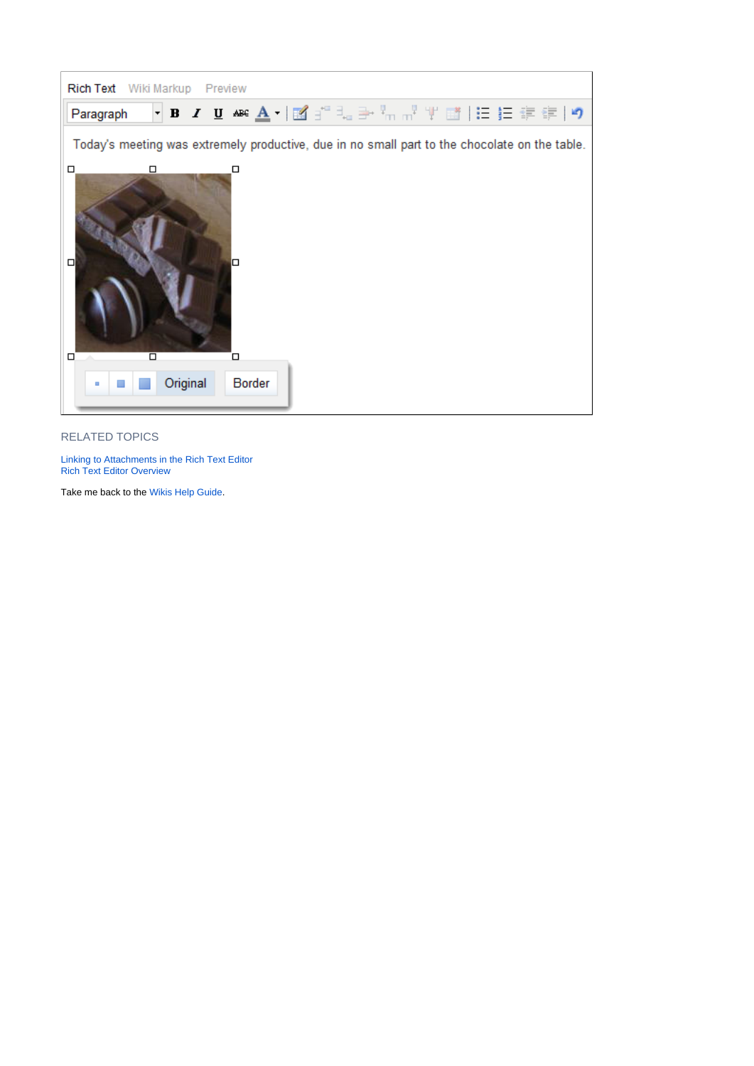RELATED TOPICS

Linking to Attachments in the Rich Text Editor
Rich Text Editor Overview

Take me back to the Wikis Help Guide.